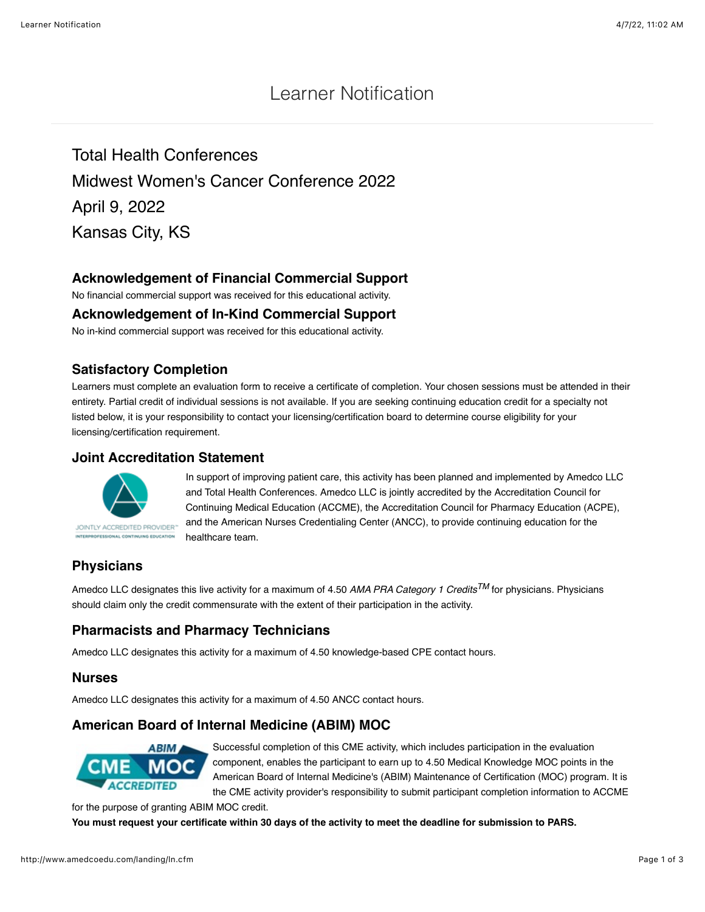# Learner Notification

## Total Health Conferences

## Midwest Women's Cancer Conference 2022

## April 9, 2022

## Kansas City, KS

### Acknowledgement of Financial Commercial Support

No financial commercial support was received for this educational activity.

### Acknowledgement of In-Kind Commercial Support

No in-kind commercial support was received for this educational activity.

### Satisfactory Completion

Learners must complete an evaluation form to receive a certificate of completion. Your chosen sessions must be attended in their entirety. Partial credit of individual sessions is not available. If you are seeking continuing education credit for a specialty not listed below, it is your responsibility to contact your licensing/certification board to determine course eligibility for your licensing/certification requirement.

### Joint Accreditation Statement

JOINTLY ACCREDITED PROVIDER™
INTERPROFESSIONAL CONTINUING EDUCATION

In support of improving patient care, this activity has been planned and implemented by Amedco LLC and Total Health Conferences. Amedco LLC is jointly accredited by the Accreditation Council for Continuing Medical Education (ACCME), the Accreditation Council for Pharmacy Education (ACPE), and the American Nurses Credentialing Center (ANCC), to provide continuing education for the healthcare team.

### Physicians

Amedco LLC designates this live activity for a maximum of 4.50 *AMA PRA Category 1 Credits*™ for physicians. Physicians should claim only the credit commensurate with the extent of their participation in the activity.

### Pharmacists and Pharmacy Technicians

Amedco LLC designates this activity for a maximum of 4.50 knowledge-based CPE contact hours.

### Nurses

Amedco LLC designates this activity for a maximum of 4.50 ANCC contact hours.

### American Board of Internal Medicine (ABIM) MOC

ABIM CME MOC ACCREDITED

Successful completion of this CME activity, which includes participation in the evaluation component, enables the participant to earn up to 4.50 Medical Knowledge MOC points in the American Board of Internal Medicine's (ABIM) Maintenance of Certification (MOC) program. It is the CME activity provider's responsibility to submit participant completion information to ACCME for the purpose of granting ABIM MOC credit.

**You must request your certificate within 30 days of the activity to meet the deadline for submission to PARS.**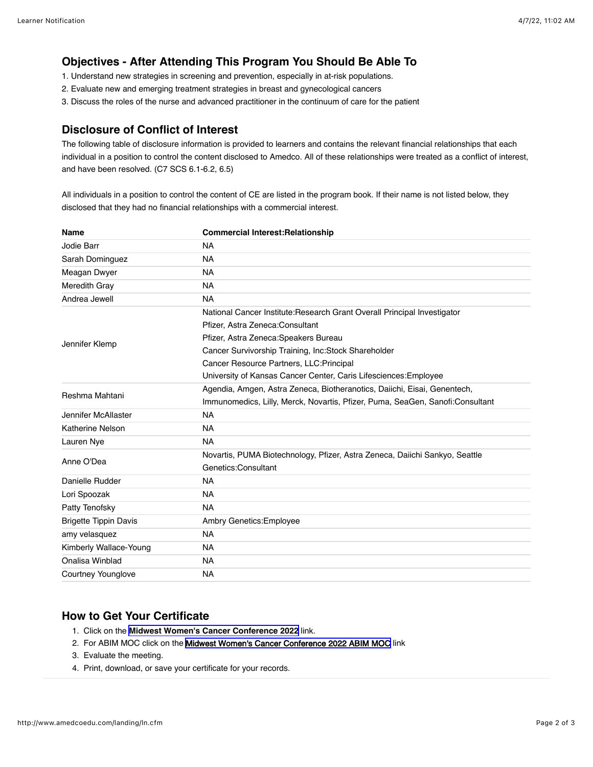## Objectives - After Attending This Program You Should Be Able To

1. Understand new strategies in screening and prevention, especially in at-risk populations.
2. Evaluate new and emerging treatment strategies in breast and gynecological cancers
3. Discuss the roles of the nurse and advanced practitioner in the continuum of care for the patient

## Disclosure of Conflict of Interest

The following table of disclosure information is provided to learners and contains the relevant financial relationships that each individual in a position to control the content disclosed to Amedco. All of these relationships were treated as a conflict of interest, and have been resolved. (C7 SCS 6.1-6.2, 6.5)

All individuals in a position to control the content of CE are listed in the program book. If their name is not listed below, they disclosed that they had no financial relationships with a commercial interest.

| Name | Commercial Interest:Relationship |
|---|---|
| Jodie Barr | NA |
| Sarah Dominguez | NA |
| Meagan Dwyer | NA |
| Meredith Gray | NA |
| Andrea Jewell | NA |
| Jennifer Klemp | National Cancer Institute:Research Grant Overall Principal Investigator<br>Pfizer, Astra Zeneca:Consultant<br>Pfizer, Astra Zeneca:Speakers Bureau<br>Cancer Survivorship Training, Inc:Stock Shareholder<br>Cancer Resource Partners, LLC:Principal<br>University of Kansas Cancer Center, Caris Lifesciences:Employee |
| Reshma Mahtani | Agendia, Amgen, Astra Zeneca, Biotheranotics, Daiichi, Eisai, Genentech, Immunomedics, Lilly, Merck, Novartis, Pfizer, Puma, SeaGen, Sanofi:Consultant |
| Jennifer McAllaster | NA |
| Katherine Nelson | NA |
| Lauren Nye | NA |
| Anne O'Dea | Novartis, PUMA Biotechnology, Pfizer, Astra Zeneca, Daiichi Sankyo, Seattle Genetics:Consultant |
| Danielle Rudder | NA |
| Lori Spoozak | NA |
| Patty Tenofsky | NA |
| Brigette Tippin Davis | Ambry Genetics:Employee |
| amy velasquez | NA |
| Kimberly Wallace-Young | NA |
| Onalisa Winblad | NA |
| Courtney Younglove | NA |

## How to Get Your Certificate

1. Click on the **Midwest Women's Cancer Conference 2022** link.
2. For ABIM MOC click on the Midwest Women's Cancer Conference 2022 ABIM MOC link
3. Evaluate the meeting.
4. Print, download, or save your certificate for your records.